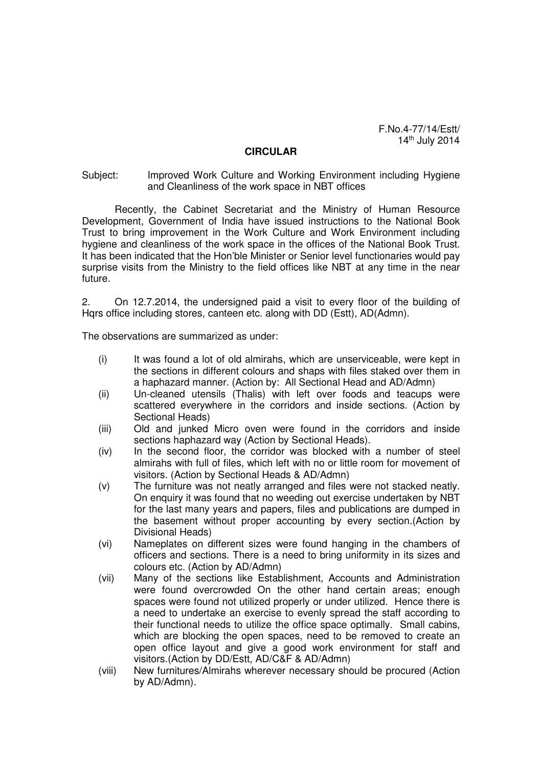F.No.4-77/14/Estt/
14th July 2014

**CIRCULAR**

Subject: Improved Work Culture and Working Environment including Hygiene and Cleanliness of the work space in NBT offices

Recently, the Cabinet Secretariat and the Ministry of Human Resource Development, Government of India have issued instructions to the National Book Trust to bring improvement in the Work Culture and Work Environment including hygiene and cleanliness of the work space in the offices of the National Book Trust. It has been indicated that the Hon'ble Minister or Senior level functionaries would pay surprise visits from the Ministry to the field offices like NBT at any time in the near future.

2. On 12.7.2014, the undersigned paid a visit to every floor of the building of Hqrs office including stores, canteen etc. along with DD (Estt), AD(Admn).

The observations are summarized as under:

(i) It was found a lot of old almirahs, which are unserviceable, were kept in the sections in different colours and shaps with files staked over them in a haphazard manner. (Action by: All Sectional Head and AD/Admn)

(ii) Un-cleaned utensils (Thalis) with left over foods and teacups were scattered everywhere in the corridors and inside sections. (Action by Sectional Heads)

(iii) Old and junked Micro oven were found in the corridors and inside sections haphazard way (Action by Sectional Heads).

(iv) In the second floor, the corridor was blocked with a number of steel almirahs with full of files, which left with no or little room for movement of visitors. (Action by Sectional Heads & AD/Admn)

(v) The furniture was not neatly arranged and files were not stacked neatly. On enquiry it was found that no weeding out exercise undertaken by NBT for the last many years and papers, files and publications are dumped in the basement without proper accounting by every section.(Action by Divisional Heads)

(vi) Nameplates on different sizes were found hanging in the chambers of officers and sections. There is a need to bring uniformity in its sizes and colours etc. (Action by AD/Admn)

(vii) Many of the sections like Establishment, Accounts and Administration were found overcrowded On the other hand certain areas; enough spaces were found not utilized properly or under utilized. Hence there is a need to undertake an exercise to evenly spread the staff according to their functional needs to utilize the office space optimally. Small cabins, which are blocking the open spaces, need to be removed to create an open office layout and give a good work environment for staff and visitors.(Action by DD/Estt, AD/C&F & AD/Admn)

(viii) New furnitures/Almirahs wherever necessary should be procured (Action by AD/Admn).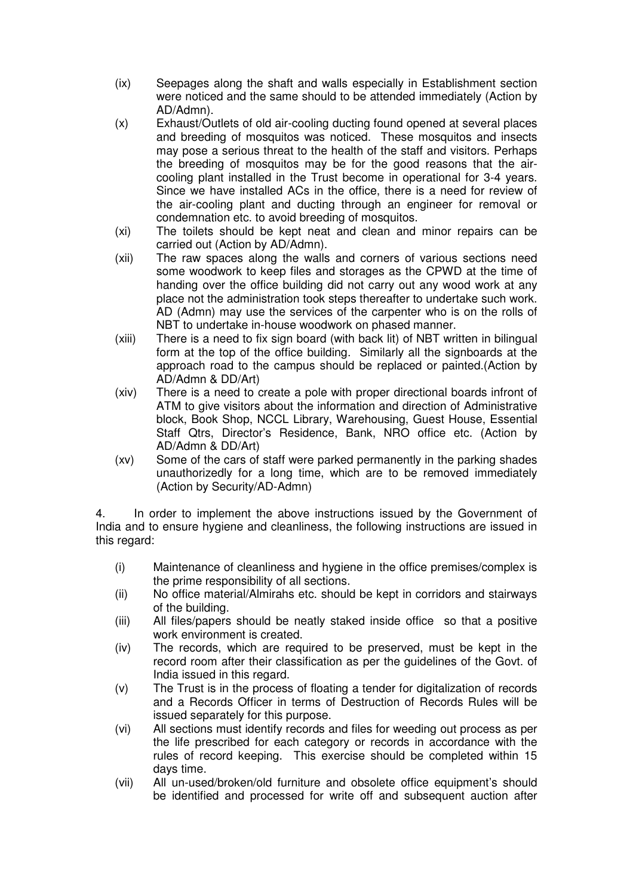(ix) Seepages along the shaft and walls especially in Establishment section were noticed and the same should to be attended immediately (Action by AD/Admn).

(x) Exhaust/Outlets of old air-cooling ducting found opened at several places and breeding of mosquitos was noticed. These mosquitos and insects may pose a serious threat to the health of the staff and visitors. Perhaps the breeding of mosquitos may be for the good reasons that the air-cooling plant installed in the Trust become in operational for 3-4 years. Since we have installed ACs in the office, there is a need for review of the air-cooling plant and ducting through an engineer for removal or condemnation etc. to avoid breeding of mosquitos.

(xi) The toilets should be kept neat and clean and minor repairs can be carried out (Action by AD/Admn).

(xii) The raw spaces along the walls and corners of various sections need some woodwork to keep files and storages as the CPWD at the time of handing over the office building did not carry out any wood work at any place not the administration took steps thereafter to undertake such work. AD (Admn) may use the services of the carpenter who is on the rolls of NBT to undertake in-house woodwork on phased manner.

(xiii) There is a need to fix sign board (with back lit) of NBT written in bilingual form at the top of the office building. Similarly all the signboards at the approach road to the campus should be replaced or painted.(Action by AD/Admn & DD/Art)

(xiv) There is a need to create a pole with proper directional boards infront of ATM to give visitors about the information and direction of Administrative block, Book Shop, NCCL Library, Warehousing, Guest House, Essential Staff Qtrs, Director's Residence, Bank, NRO office etc. (Action by AD/Admn & DD/Art)

(xv) Some of the cars of staff were parked permanently in the parking shades unauthorizedly for a long time, which are to be removed immediately (Action by Security/AD-Admn)

4. In order to implement the above instructions issued by the Government of India and to ensure hygiene and cleanliness, the following instructions are issued in this regard:

(i) Maintenance of cleanliness and hygiene in the office premises/complex is the prime responsibility of all sections.

(ii) No office material/Almirahs etc. should be kept in corridors and stairways of the building.

(iii) All files/papers should be neatly staked inside office so that a positive work environment is created.

(iv) The records, which are required to be preserved, must be kept in the record room after their classification as per the guidelines of the Govt. of India issued in this regard.

(v) The Trust is in the process of floating a tender for digitalization of records and a Records Officer in terms of Destruction of Records Rules will be issued separately for this purpose.

(vi) All sections must identify records and files for weeding out process as per the life prescribed for each category or records in accordance with the rules of record keeping. This exercise should be completed within 15 days time.

(vii) All un-used/broken/old furniture and obsolete office equipment's should be identified and processed for write off and subsequent auction after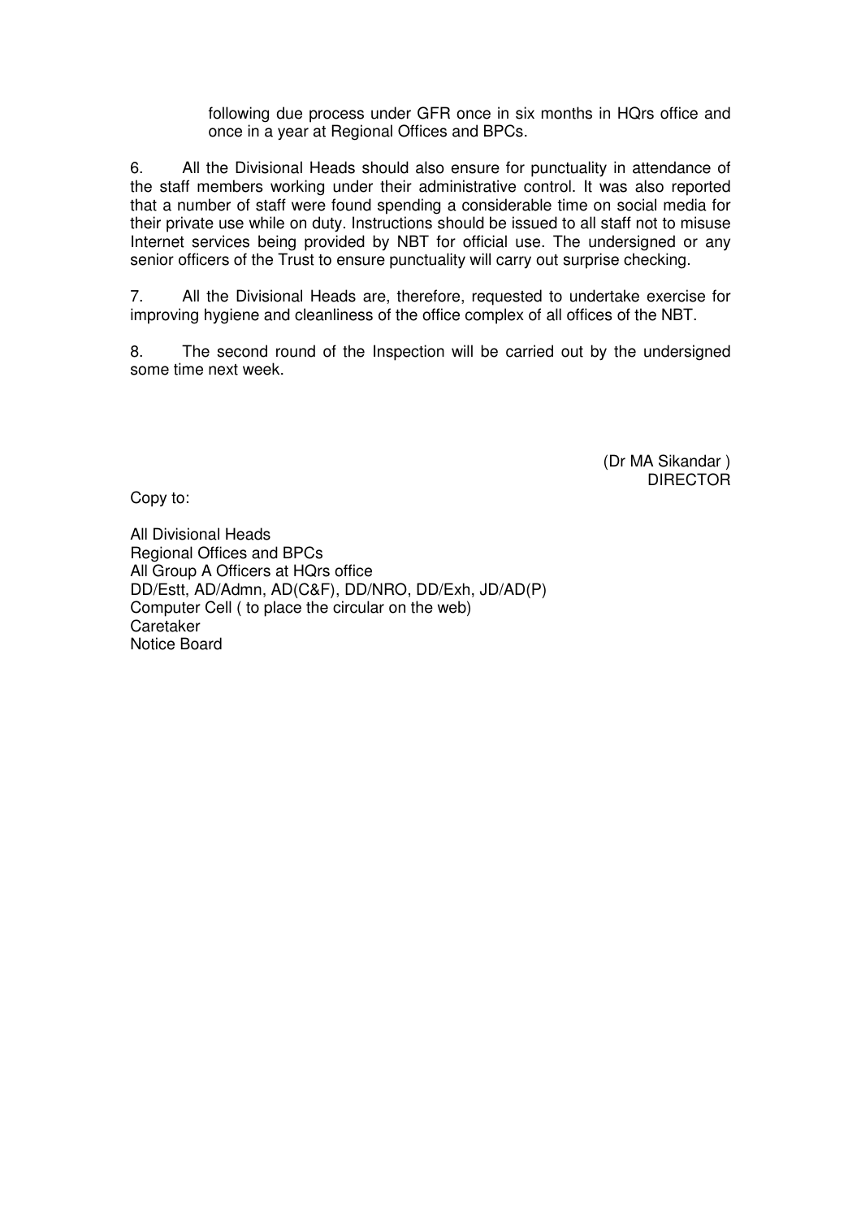following due process under GFR once in six months in HQrs office and once in a year at Regional Offices and BPCs.

6. All the Divisional Heads should also ensure for punctuality in attendance of the staff members working under their administrative control. It was also reported that a number of staff were found spending a considerable time on social media for their private use while on duty. Instructions should be issued to all staff not to misuse Internet services being provided by NBT for official use. The undersigned or any senior officers of the Trust to ensure punctuality will carry out surprise checking.

7. All the Divisional Heads are, therefore, requested to undertake exercise for improving hygiene and cleanliness of the office complex of all offices of the NBT.

8. The second round of the Inspection will be carried out by the undersigned some time next week.

(Dr MA Sikandar )
DIRECTOR

Copy to:

All Divisional Heads
Regional Offices and BPCs
All Group A Officers at HQrs office
DD/Estt, AD/Admn, AD(C&F), DD/NRO, DD/Exh, JD/AD(P)
Computer Cell ( to place the circular on the web)
Caretaker
Notice Board